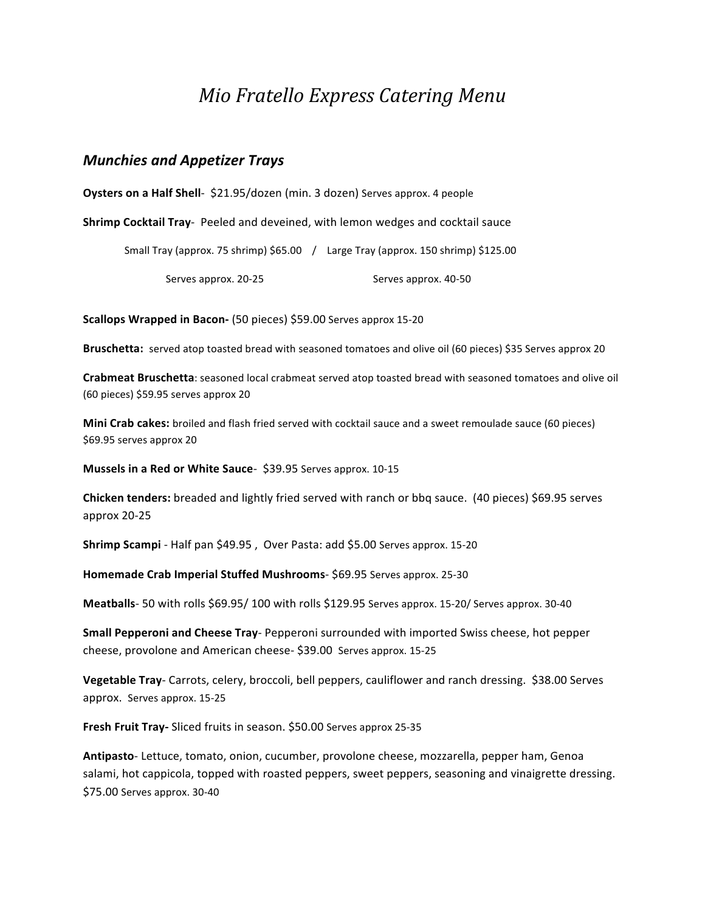# *Mio Fratello Express Catering Menu*

## *Munchies and Appetizer Trays*

**Oysters on a Half Shell**- $21.95/dozen (min. 3 dozen) Serves approx. 4 people

**Shrimp Cocktail Tray**- Peeled and deveined, with lemon wedges and cocktail sauce

Small Tray (approx. 75 shrimp) $65.00 / Large Tray (approx. 150 shrimp) $125.00

Serves approx. 20-25 Serves approx. 40-50

**Scallops Wrapped in Bacon-** (50 pieces) $59.00 Serves approx 15-20

**Bruschetta:** served atop toasted bread with seasoned tomatoes and olive oil (60 pieces) $35 Serves approx 20

**Crabmeat Bruschetta**: seasoned local crabmeat served atop toasted bread with seasoned tomatoes and olive oil (60 pieces) $59.95 serves approx 20

**Mini Crab cakes:** broiled and flash fried served with cocktail sauce and a sweet remoulade sauce (60 pieces) $69.95 serves approx 20

**Mussels in a Red or White Sauce**- $39.95 Serves approx. 10-15

**Chicken tenders:** breaded and lightly fried served with ranch or bbq sauce. (40 pieces) $69.95 serves approx 20-25

**Shrimp Scampi** - Half pan $49.95 , Over Pasta: add $5.00 Serves approx. 15-20

**Homemade Crab Imperial Stuffed Mushrooms**- $69.95 Serves approx. 25-30

**Meatballs**- 50 with rolls $69.95/ 100 with rolls $129.95 Serves approx. 15-20/ Serves approx. 30-40

**Small Pepperoni and Cheese Tray**- Pepperoni surrounded with imported Swiss cheese, hot pepper cheese, provolone and American cheese- $39.00 Serves approx. 15-25

**Vegetable Tray**- Carrots, celery, broccoli, bell peppers, cauliflower and ranch dressing. $38.00 Serves approx. Serves approx. 15-25

**Fresh Fruit Tray-** Sliced fruits in season. $50.00 Serves approx 25-35

**Antipasto**- Lettuce, tomato, onion, cucumber, provolone cheese, mozzarella, pepper ham, Genoa salami, hot cappicola, topped with roasted peppers, sweet peppers, seasoning and vinaigrette dressing. $75.00 Serves approx. 30-40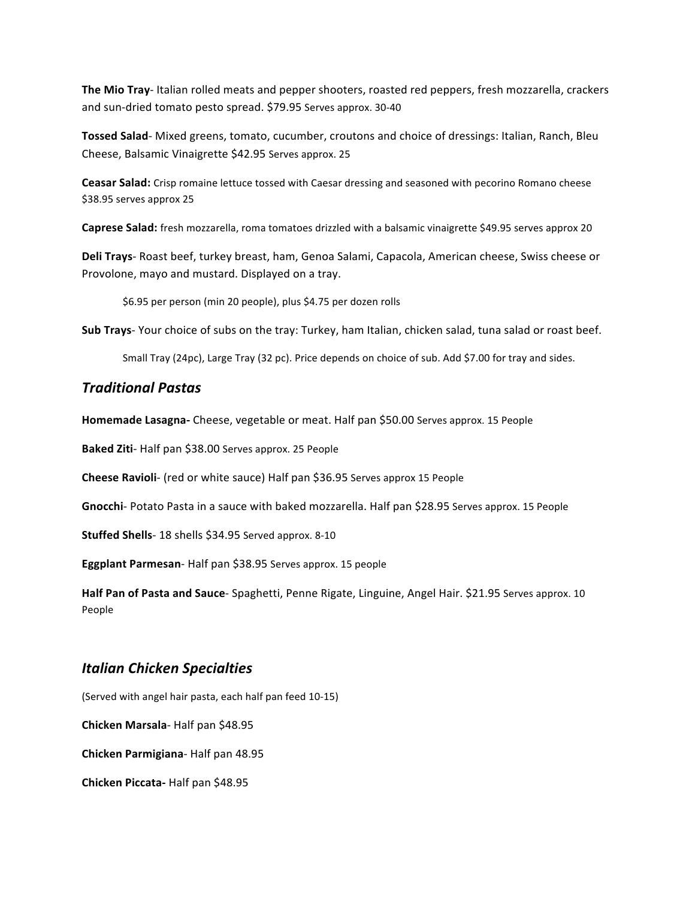**The Mio Tray**- Italian rolled meats and pepper shooters, roasted red peppers, fresh mozzarella, crackers and sun-dried tomato pesto spread. $79.95 Serves approx. 30-40

**Tossed Salad**- Mixed greens, tomato, cucumber, croutons and choice of dressings: Italian, Ranch, Bleu Cheese, Balsamic Vinaigrette $42.95 Serves approx. 25

**Ceasar Salad:** Crisp romaine lettuce tossed with Caesar dressing and seasoned with pecorino Romano cheese $38.95 serves approx 25

**Caprese Salad:** fresh mozzarella, roma tomatoes drizzled with a balsamic vinaigrette $49.95 serves approx 20

**Deli Trays**- Roast beef, turkey breast, ham, Genoa Salami, Capacola, American cheese, Swiss cheese or Provolone, mayo and mustard. Displayed on a tray.

> $6.95 per person (min 20 people), plus $4.75 per dozen rolls

**Sub Trays**- Your choice of subs on the tray: Turkey, ham Italian, chicken salad, tuna salad or roast beef.

> Small Tray (24pc), Large Tray (32 pc). Price depends on choice of sub. Add $7.00 for tray and sides.

## *Traditional Pastas*

**Homemade Lasagna-** Cheese, vegetable or meat. Half pan $50.00 Serves approx. 15 People

**Baked Ziti**- Half pan $38.00 Serves approx. 25 People

**Cheese Ravioli**- (red or white sauce) Half pan $36.95 Serves approx 15 People

**Gnocchi**- Potato Pasta in a sauce with baked mozzarella. Half pan $28.95 Serves approx. 15 People

**Stuffed Shells**- 18 shells $34.95 Served approx. 8-10

**Eggplant Parmesan**- Half pan $38.95 Serves approx. 15 people

**Half Pan of Pasta and Sauce**- Spaghetti, Penne Rigate, Linguine, Angel Hair. $21.95 Serves approx. 10 People

## *Italian Chicken Specialties*

(Served with angel hair pasta, each half pan feed 10-15)

**Chicken Marsala**- Half pan $48.95

**Chicken Parmigiana**- Half pan 48.95

**Chicken Piccata-** Half pan $48.95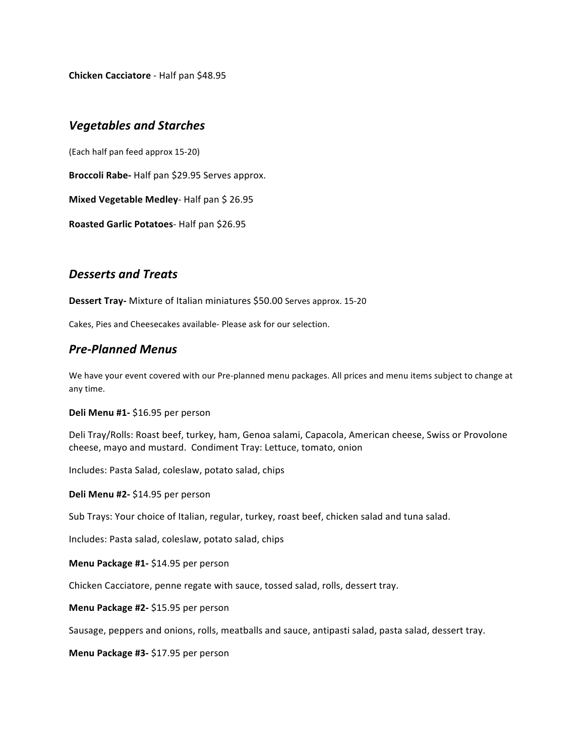**Chicken Cacciatore** - Half pan $48.95

## *Vegetables and Starches*

(Each half pan feed approx 15-20)

**Broccoli Rabe-** Half pan $29.95 Serves approx.

**Mixed Vegetable Medley**- Half pan $ 26.95

**Roasted Garlic Potatoes**- Half pan $26.95

## *Desserts and Treats*

**Dessert Tray-** Mixture of Italian miniatures $50.00 Serves approx. 15-20

Cakes, Pies and Cheesecakes available- Please ask for our selection.

## *Pre-Planned Menus*

We have your event covered with our Pre-planned menu packages. All prices and menu items subject to change at any time.

**Deli Menu #1-** $16.95 per person

Deli Tray/Rolls: Roast beef, turkey, ham, Genoa salami, Capacola, American cheese, Swiss or Provolone cheese, mayo and mustard. Condiment Tray: Lettuce, tomato, onion

Includes: Pasta Salad, coleslaw, potato salad, chips

**Deli Menu #2-** $14.95 per person

Sub Trays: Your choice of Italian, regular, turkey, roast beef, chicken salad and tuna salad.

Includes: Pasta salad, coleslaw, potato salad, chips

**Menu Package #1-** $14.95 per person

Chicken Cacciatore, penne regate with sauce, tossed salad, rolls, dessert tray.

**Menu Package #2-** $15.95 per person

Sausage, peppers and onions, rolls, meatballs and sauce, antipasti salad, pasta salad, dessert tray.

**Menu Package #3-** $17.95 per person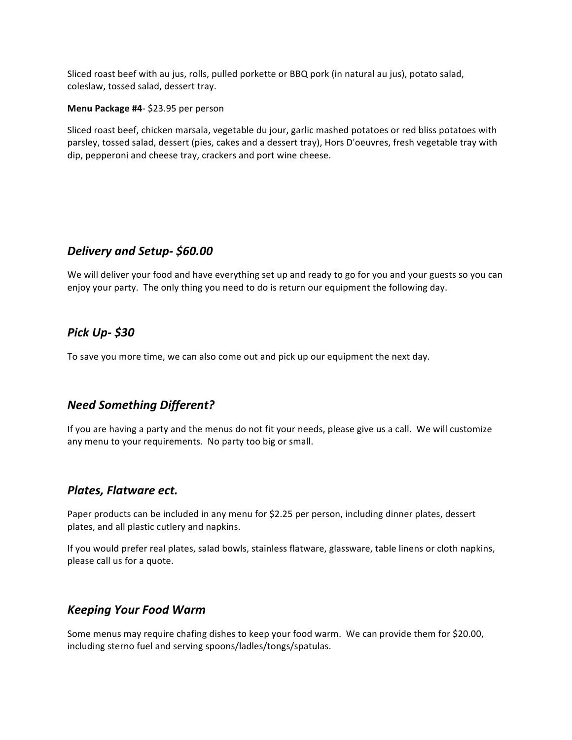Sliced roast beef with au jus, rolls, pulled porkette or BBQ pork (in natural au jus), potato salad, coleslaw, tossed salad, dessert tray.

**Menu Package #4**- $23.95 per person

Sliced roast beef, chicken marsala, vegetable du jour, garlic mashed potatoes or red bliss potatoes with parsley, tossed salad, dessert (pies, cakes and a dessert tray), Hors D'oeuvres, fresh vegetable tray with dip, pepperoni and cheese tray, crackers and port wine cheese.

## *Delivery and Setup- $60.00*

We will deliver your food and have everything set up and ready to go for you and your guests so you can enjoy your party. The only thing you need to do is return our equipment the following day.

## *Pick Up- $30*

To save you more time, we can also come out and pick up our equipment the next day.

## *Need Something Different?*

If you are having a party and the menus do not fit your needs, please give us a call. We will customize any menu to your requirements. No party too big or small.

## *Plates, Flatware ect.*

Paper products can be included in any menu for $2.25 per person, including dinner plates, dessert plates, and all plastic cutlery and napkins.

If you would prefer real plates, salad bowls, stainless flatware, glassware, table linens or cloth napkins, please call us for a quote.

## *Keeping Your Food Warm*

Some menus may require chafing dishes to keep your food warm. We can provide them for $20.00, including sterno fuel and serving spoons/ladles/tongs/spatulas.